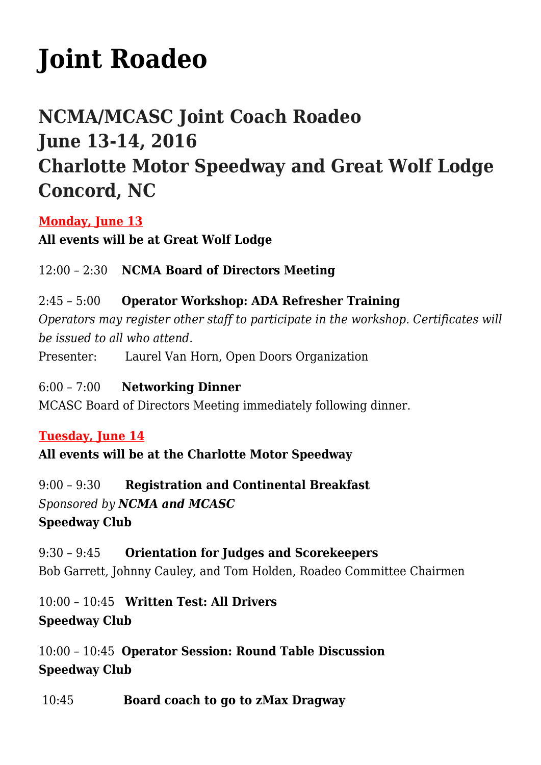# Joint Roadeo

## NCMA/MCASC Joint Coach Roadeo
## June 13-14, 2016
## Charlotte Motor Speedway and Great Wolf Lodge
## Concord, NC

**Monday, June 13**

**All events will be at Great Wolf Lodge**

12:00 – 2:30 **NCMA Board of Directors Meeting**

2:45 – 5:00 **Operator Workshop: ADA Refresher Training**
*Operators may register other staff to participate in the workshop. Certificates will be issued to all who attend.*
Presenter: Laurel Van Horn, Open Doors Organization

6:00 – 7:00 **Networking Dinner**
MCASC Board of Directors Meeting immediately following dinner.

**Tuesday, June 14**

**All events will be at the Charlotte Motor Speedway**

9:00 – 9:30 **Registration and Continental Breakfast**
*Sponsored by* ***NCMA and MCASC***
**Speedway Club**

9:30 – 9:45 **Orientation for Judges and Scorekeepers**
Bob Garrett, Johnny Cauley, and Tom Holden, Roadeo Committee Chairmen

10:00 – 10:45 **Written Test: All Drivers**
**Speedway Club**

10:00 – 10:45 **Operator Session: Round Table Discussion**
**Speedway Club**

10:45 **Board coach to go to zMax Dragway**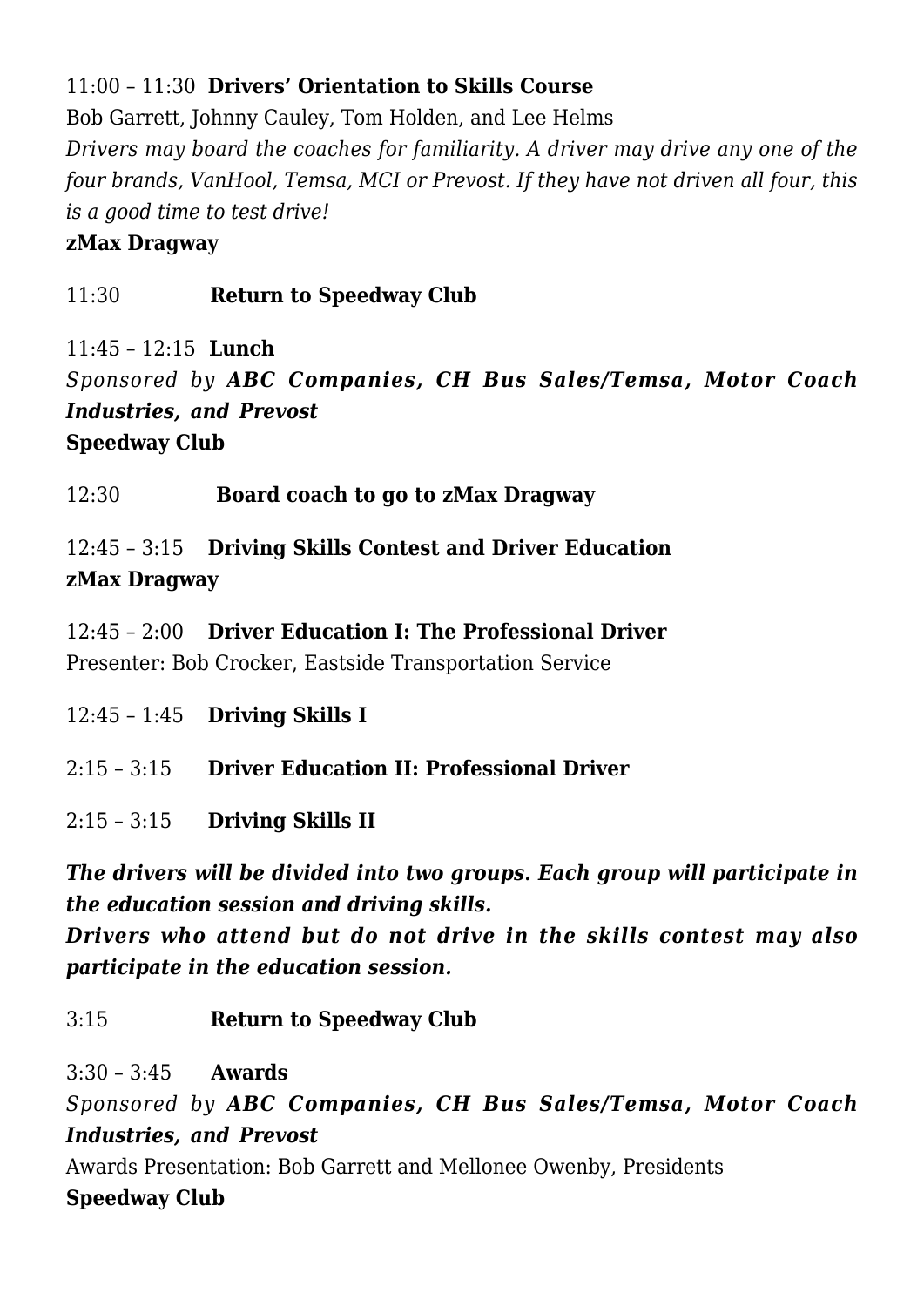11:00 – 11:30 **Drivers' Orientation to Skills Course**
Bob Garrett, Johnny Cauley, Tom Holden, and Lee Helms
*Drivers may board the coaches for familiarity. A driver may drive any one of the four brands, VanHool, Temsa, MCI or Prevost. If they have not driven all four, this is a good time to test drive!*
**zMax Dragway**

11:30 **Return to Speedway Club**

11:45 – 12:15 **Lunch**
*Sponsored by* ***ABC Companies, CH Bus Sales/Temsa, Motor Coach Industries, and Prevost***
**Speedway Club**

12:30 **Board coach to go to zMax Dragway**

12:45 – 3:15 **Driving Skills Contest and Driver Education**
**zMax Dragway**

12:45 – 2:00 **Driver Education I: The Professional Driver**
Presenter: Bob Crocker, Eastside Transportation Service

12:45 – 1:45 **Driving Skills I**

2:15 – 3:15 **Driver Education II: Professional Driver**

2:15 – 3:15 **Driving Skills II**

***The drivers will be divided into two groups. Each group will participate in the education session and driving skills.***
***Drivers who attend but do not drive in the skills contest may also participate in the education session.***

3:15 **Return to Speedway Club**

3:30 – 3:45 **Awards**
*Sponsored by* ***ABC Companies, CH Bus Sales/Temsa, Motor Coach Industries, and Prevost***
Awards Presentation: Bob Garrett and Mellonee Owenby, Presidents
**Speedway Club**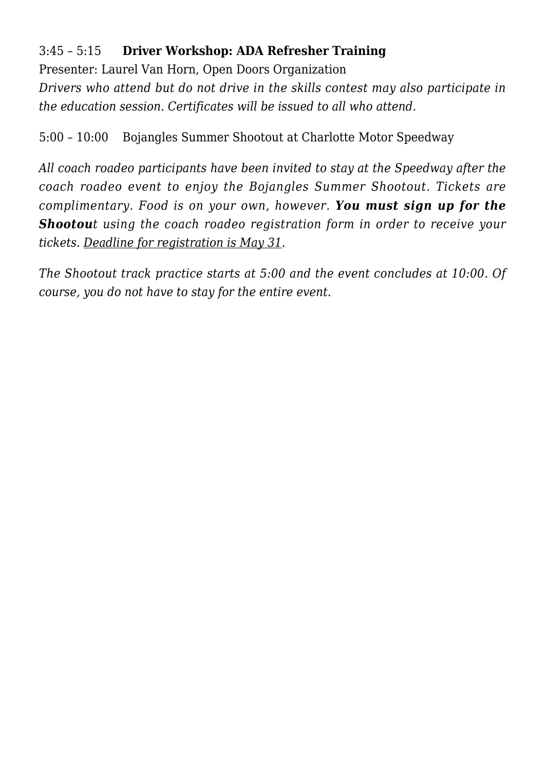3:45 – 5:15 **Driver Workshop: ADA Refresher Training**

Presenter: Laurel Van Horn, Open Doors Organization

*Drivers who attend but do not drive in the skills contest may also participate in the education session. Certificates will be issued to all who attend.*

5:00 – 10:00 Bojangles Summer Shootout at Charlotte Motor Speedway

*All coach roadeo participants have been invited to stay at the Speedway after the coach roadeo event to enjoy the Bojangles Summer Shootout. Tickets are complimentary. Food is on your own, however.* ***You must sign up for the Shootou****t using the coach roadeo registration form in order to receive your tickets. <u>Deadline for registration is May 31</u>.*

*The Shootout track practice starts at 5:00 and the event concludes at 10:00. Of course, you do not have to stay for the entire event.*